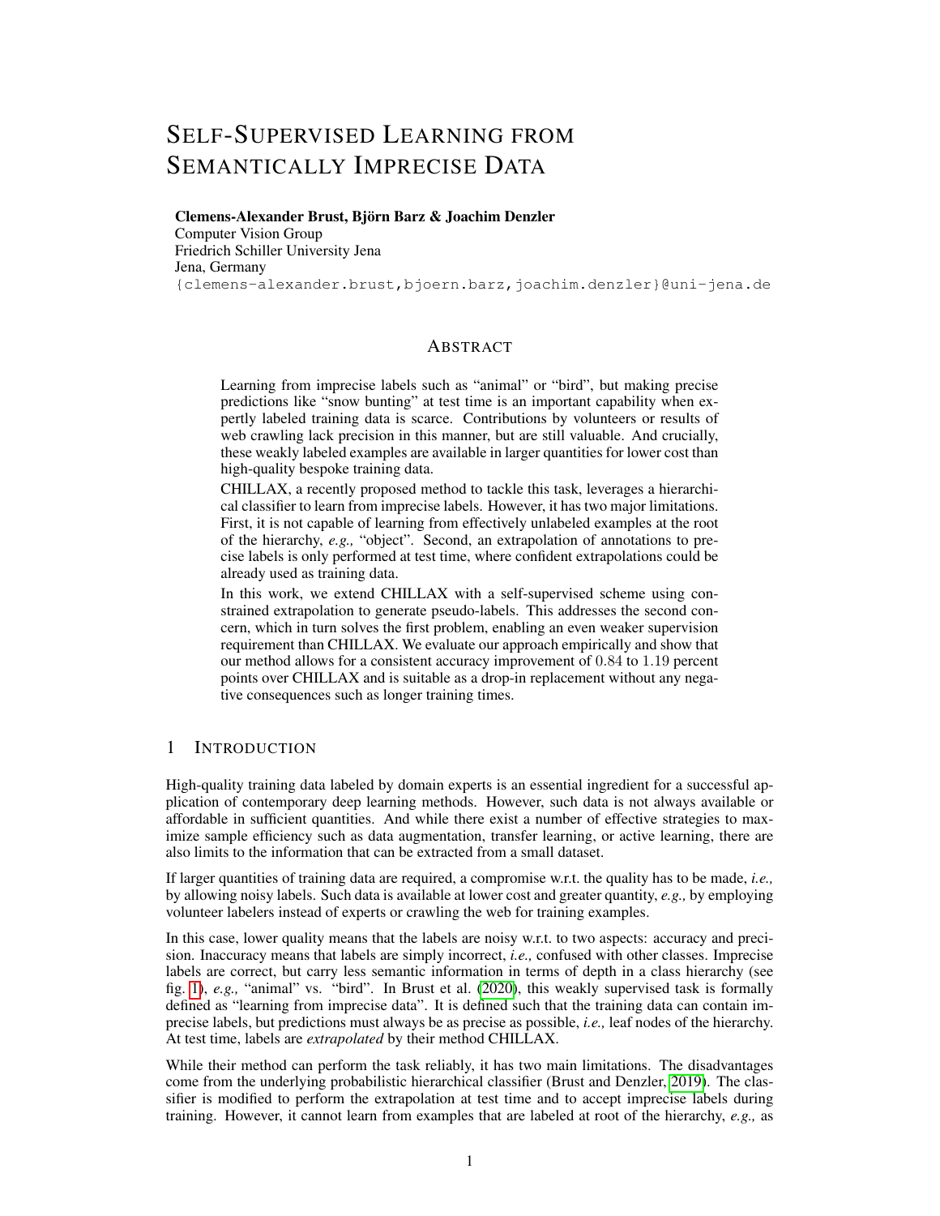# SELF-SUPERVISED LEARNING FROM SEMANTICALLY IMPRECISE DATA

**Clemens-Alexander Brust, Björn Barz & Joachim Denzler**
Computer Vision Group
Friedrich Schiller University Jena
Jena, Germany
`{clemens-alexander.brust,bjoern.barz,joachim.denzler}@uni-jena.de`

## ABSTRACT

Learning from imprecise labels such as "animal" or "bird", but making precise predictions like "snow bunting" at test time is an important capability when expertly labeled training data is scarce. Contributions by volunteers or results of web crawling lack precision in this manner, but are still valuable. And crucially, these weakly labeled examples are available in larger quantities for lower cost than high-quality bespoke training data.

CHILLAX, a recently proposed method to tackle this task, leverages a hierarchical classifier to learn from imprecise labels. However, it has two major limitations. First, it is not capable of learning from effectively unlabeled examples at the root of the hierarchy, *e.g.,* "object". Second, an extrapolation of annotations to precise labels is only performed at test time, where confident extrapolations could be already used as training data.

In this work, we extend CHILLAX with a self-supervised scheme using constrained extrapolation to generate pseudo-labels. This addresses the second concern, which in turn solves the first problem, enabling an even weaker supervision requirement than CHILLAX. We evaluate our approach empirically and show that our method allows for a consistent accuracy improvement of 0.84 to 1.19 percent points over CHILLAX and is suitable as a drop-in replacement without any negative consequences such as longer training times.

## 1 INTRODUCTION

High-quality training data labeled by domain experts is an essential ingredient for a successful application of contemporary deep learning methods. However, such data is not always available or affordable in sufficient quantities. And while there exist a number of effective strategies to maximize sample efficiency such as data augmentation, transfer learning, or active learning, there are also limits to the information that can be extracted from a small dataset.

If larger quantities of training data are required, a compromise w.r.t. the quality has to be made, *i.e.,* by allowing noisy labels. Such data is available at lower cost and greater quantity, *e.g.,* by employing volunteer labelers instead of experts or crawling the web for training examples.

In this case, lower quality means that the labels are noisy w.r.t. to two aspects: accuracy and precision. Inaccuracy means that labels are simply incorrect, *i.e.,* confused with other classes. Imprecise labels are correct, but carry less semantic information in terms of depth in a class hierarchy (see fig. 1), *e.g.,* "animal" vs. "bird". In Brust et al. (2020), this weakly supervised task is formally defined as "learning from imprecise data". It is defined such that the training data can contain imprecise labels, but predictions must always be as precise as possible, *i.e.,* leaf nodes of the hierarchy. At test time, labels are *extrapolated* by their method CHILLAX.

While their method can perform the task reliably, it has two main limitations. The disadvantages come from the underlying probabilistic hierarchical classifier (Brust and Denzler, 2019). The classifier is modified to perform the extrapolation at test time and to accept imprecise labels during training. However, it cannot learn from examples that are labeled at root of the hierarchy, *e.g.,* as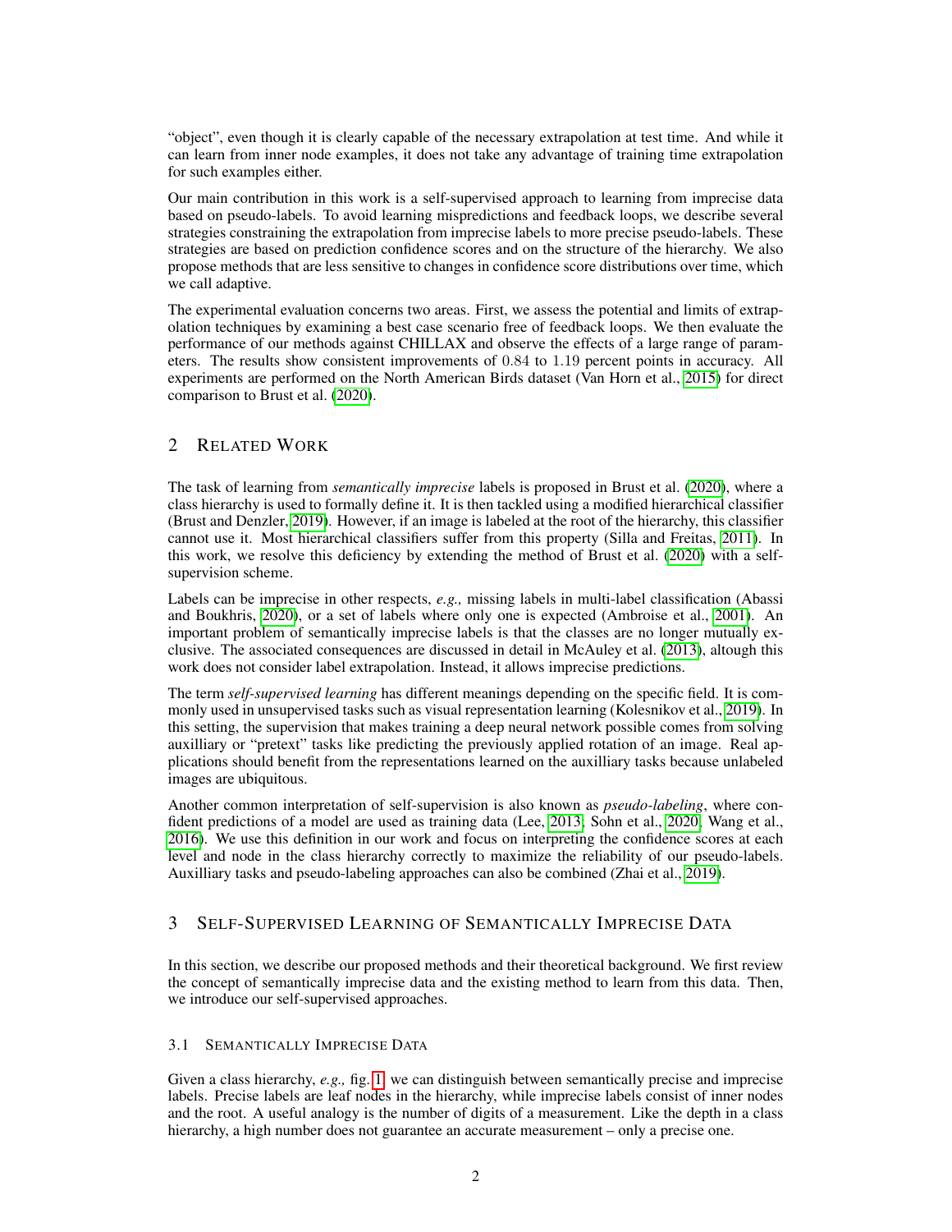"object", even though it is clearly capable of the necessary extrapolation at test time. And while it can learn from inner node examples, it does not take any advantage of training time extrapolation for such examples either.

Our main contribution in this work is a self-supervised approach to learning from imprecise data based on pseudo-labels. To avoid learning mispredictions and feedback loops, we describe several strategies constraining the extrapolation from imprecise labels to more precise pseudo-labels. These strategies are based on prediction confidence scores and on the structure of the hierarchy. We also propose methods that are less sensitive to changes in confidence score distributions over time, which we call adaptive.

The experimental evaluation concerns two areas. First, we assess the potential and limits of extrapolation techniques by examining a best case scenario free of feedback loops. We then evaluate the performance of our methods against CHILLAX and observe the effects of a large range of parameters. The results show consistent improvements of 0.84 to 1.19 percent points in accuracy. All experiments are performed on the North American Birds dataset (Van Horn et al., 2015) for direct comparison to Brust et al. (2020).

## 2 Related Work

The task of learning from *semantically imprecise* labels is proposed in Brust et al. (2020), where a class hierarchy is used to formally define it. It is then tackled using a modified hierarchical classifier (Brust and Denzler, 2019). However, if an image is labeled at the root of the hierarchy, this classifier cannot use it. Most hierarchical classifiers suffer from this property (Silla and Freitas, 2011). In this work, we resolve this deficiency by extending the method of Brust et al. (2020) with a self-supervision scheme.

Labels can be imprecise in other respects, *e.g.,* missing labels in multi-label classification (Abassi and Boukhris, 2020), or a set of labels where only one is expected (Ambroise et al., 2001). An important problem of semantically imprecise labels is that the classes are no longer mutually exclusive. The associated consequences are discussed in detail in McAuley et al. (2013), altough this work does not consider label extrapolation. Instead, it allows imprecise predictions.

The term *self-supervised learning* has different meanings depending on the specific field. It is commonly used in unsupervised tasks such as visual representation learning (Kolesnikov et al., 2019). In this setting, the supervision that makes training a deep neural network possible comes from solving auxilliary or "pretext" tasks like predicting the previously applied rotation of an image. Real applications should benefit from the representations learned on the auxilliary tasks because unlabeled images are ubiquitous.

Another common interpretation of self-supervision is also known as *pseudo-labeling*, where confident predictions of a model are used as training data (Lee, 2013; Sohn et al., 2020; Wang et al., 2016). We use this definition in our work and focus on interpreting the confidence scores at each level and node in the class hierarchy correctly to maximize the reliability of our pseudo-labels. Auxilliary tasks and pseudo-labeling approaches can also be combined (Zhai et al., 2019).

## 3 Self-Supervised Learning of Semantically Imprecise Data

In this section, we describe our proposed methods and their theoretical background. We first review the concept of semantically imprecise data and the existing method to learn from this data. Then, we introduce our self-supervised approaches.

### 3.1 Semantically Imprecise Data

Given a class hierarchy, *e.g.,* fig. 1, we can distinguish between semantically precise and imprecise labels. Precise labels are leaf nodes in the hierarchy, while imprecise labels consist of inner nodes and the root. A useful analogy is the number of digits of a measurement. Like the depth in a class hierarchy, a high number does not guarantee an accurate measurement – only a precise one.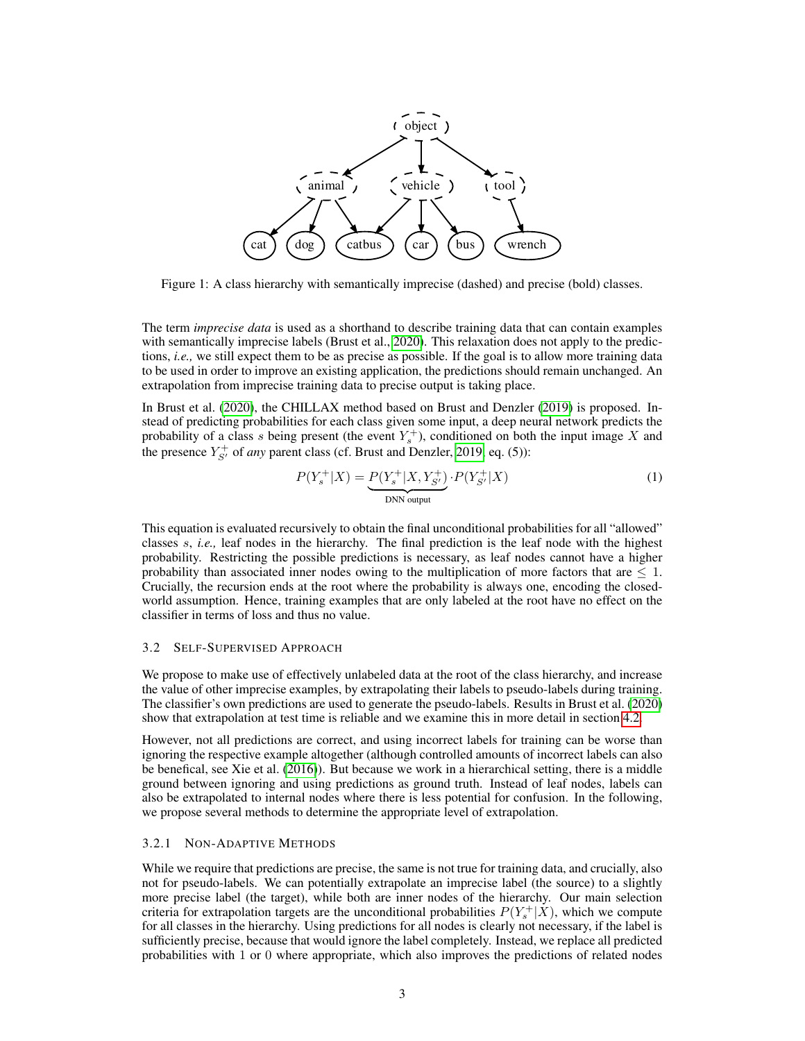Figure 1: A class hierarchy with semantically imprecise (dashed) and precise (bold) classes.

The term *imprecise data* is used as a shorthand to describe training data that can contain examples with semantically imprecise labels (Brust et al., 2020). This relaxation does not apply to the predictions, *i.e.,* we still expect them to be as precise as possible. If the goal is to allow more training data to be used in order to improve an existing application, the predictions should remain unchanged. An extrapolation from imprecise training data to precise output is taking place.

In Brust et al. (2020), the CHILLAX method based on Brust and Denzler (2019) is proposed. Instead of predicting probabilities for each class given some input, a deep neural network predicts the probability of a class $s$ being present (the event $Y_s^+$), conditioned on both the input image $X$ and the presence $Y_{S'}^+$ of *any* parent class (cf. Brust and Denzler, 2019, eq. (5)):

$$P(Y_s^+|X) = \underbrace{P(Y_s^+|X, Y_{S'}^+)}_{\text{DNN output}} \cdot P(Y_{S'}^+|X) \tag{1}$$

This equation is evaluated recursively to obtain the final unconditional probabilities for all "allowed" classes $s$, *i.e.,* leaf nodes in the hierarchy. The final prediction is the leaf node with the highest probability. Restricting the possible predictions is necessary, as leaf nodes cannot have a higher probability than associated inner nodes owing to the multiplication of more factors that are $\leq 1$. Crucially, the recursion ends at the root where the probability is always one, encoding the closed-world assumption. Hence, training examples that are only labeled at the root have no effect on the classifier in terms of loss and thus no value.

### 3.2 Self-Supervised Approach

We propose to make use of effectively unlabeled data at the root of the class hierarchy, and increase the value of other imprecise examples, by extrapolating their labels to pseudo-labels during training. The classifier's own predictions are used to generate the pseudo-labels. Results in Brust et al. (2020) show that extrapolation at test time is reliable and we examine this in more detail in section 4.2.

However, not all predictions are correct, and using incorrect labels for training can be worse than ignoring the respective example altogether (although controlled amounts of incorrect labels can also be benefical, see Xie et al. (2016)). But because we work in a hierarchical setting, there is a middle ground between ignoring and using predictions as ground truth. Instead of leaf nodes, labels can also be extrapolated to internal nodes where there is less potential for confusion. In the following, we propose several methods to determine the appropriate level of extrapolation.

#### 3.2.1 Non-Adaptive Methods

While we require that predictions are precise, the same is not true for training data, and crucially, also not for pseudo-labels. We can potentially extrapolate an imprecise label (the source) to a slightly more precise label (the target), while both are inner nodes of the hierarchy. Our main selection criteria for extrapolation targets are the unconditional probabilities $P(Y_s^+|X)$, which we compute for all classes in the hierarchy. Using predictions for all nodes is clearly not necessary, if the label is sufficiently precise, because that would ignore the label completely. Instead, we replace all predicted probabilities with 1 or 0 where appropriate, which also improves the predictions of related nodes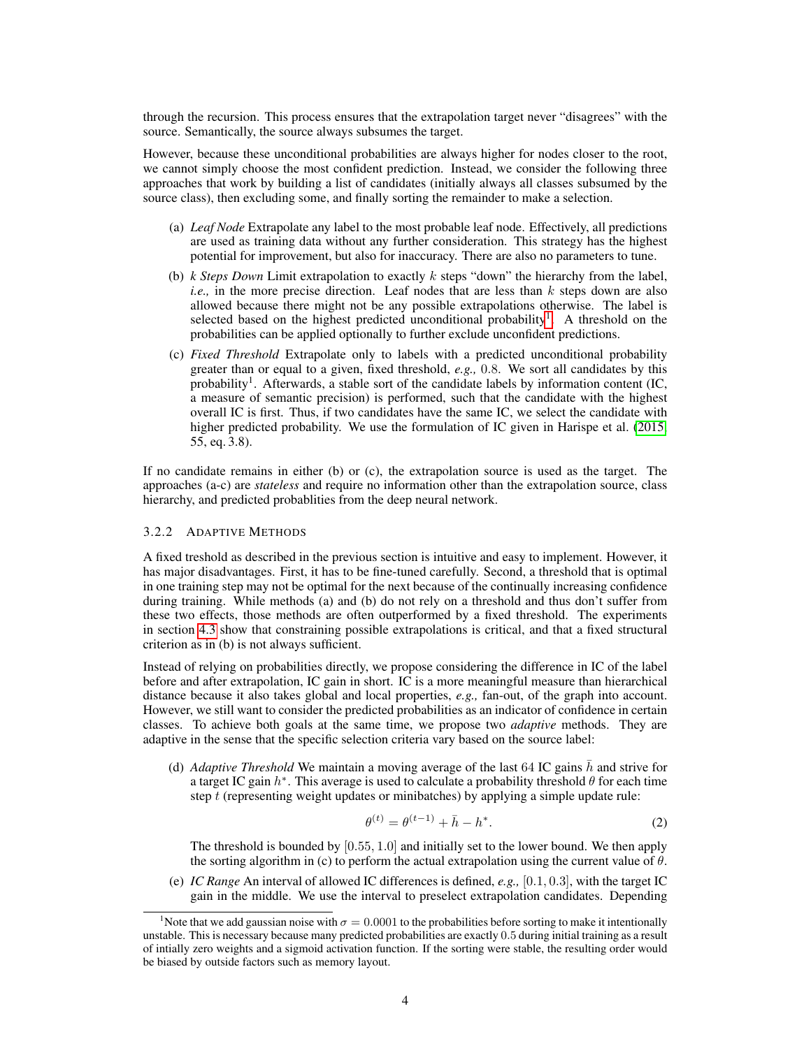through the recursion. This process ensures that the extrapolation target never "disagrees" with the source. Semantically, the source always subsumes the target.

However, because these unconditional probabilities are always higher for nodes closer to the root, we cannot simply choose the most confident prediction. Instead, we consider the following three approaches that work by building a list of candidates (initially always all classes subsumed by the source class), then excluding some, and finally sorting the remainder to make a selection.

(a) *Leaf Node* Extrapolate any label to the most probable leaf node. Effectively, all predictions are used as training data without any further consideration. This strategy has the highest potential for improvement, but also for inaccuracy. There are also no parameters to tune.

(b) *k Steps Down* Limit extrapolation to exactly $k$ steps "down" the hierarchy from the label, *i.e.,* in the more precise direction. Leaf nodes that are less than $k$ steps down are also allowed because there might not be any possible extrapolations otherwise. The label is selected based on the highest predicted unconditional probability[1]. A threshold on the probabilities can be applied optionally to further exclude unconfident predictions.

(c) *Fixed Threshold* Extrapolate only to labels with a predicted unconditional probability greater than or equal to a given, fixed threshold, *e.g.,* 0.8. We sort all candidates by this probability[1]. Afterwards, a stable sort of the candidate labels by information content (IC, a measure of semantic precision) is performed, such that the candidate with the highest overall IC is first. Thus, if two candidates have the same IC, we select the candidate with higher predicted probability. We use the formulation of IC given in Harispe et al. (2015, 55, eq. 3.8).

If no candidate remains in either (b) or (c), the extrapolation source is used as the target. The approaches (a-c) are *stateless* and require no information other than the extrapolation source, class hierarchy, and predicted probablities from the deep neural network.

### 3.2.2 Adaptive Methods

A fixed treshold as described in the previous section is intuitive and easy to implement. However, it has major disadvantages. First, it has to be fine-tuned carefully. Second, a threshold that is optimal in one training step may not be optimal for the next because of the continually increasing confidence during training. While methods (a) and (b) do not rely on a threshold and thus don't suffer from these two effects, those methods are often outperformed by a fixed threshold. The experiments in section 4.3 show that constraining possible extrapolations is critical, and that a fixed structural criterion as in (b) is not always sufficient.

Instead of relying on probabilities directly, we propose considering the difference in IC of the label before and after extrapolation, IC gain in short. IC is a more meaningful measure than hierarchical distance because it also takes global and local properties, *e.g.,* fan-out, of the graph into account. However, we still want to consider the predicted probabilities as an indicator of confidence in certain classes. To achieve both goals at the same time, we propose two *adaptive* methods. They are adaptive in the sense that the specific selection criteria vary based on the source label:

(d) *Adaptive Threshold* We maintain a moving average of the last 64 IC gains $\bar{h}$ and strive for a target IC gain $h^*$. This average is used to calculate a probability threshold $\theta$ for each time step $t$ (representing weight updates or minibatches) by applying a simple update rule:

$$\theta^{(t)} = \theta^{(t-1)} + \bar{h} - h^*. \tag{2}$$

The threshold is bounded by $[0.55, 1.0]$ and initially set to the lower bound. We then apply the sorting algorithm in (c) to perform the actual extrapolation using the current value of $\theta$.

(e) *IC Range* An interval of allowed IC differences is defined, *e.g.,* $[0.1, 0.3]$, with the target IC gain in the middle. We use the interval to preselect extrapolation candidates. Depending

[1] Note that we add gaussian noise with $\sigma = 0.0001$ to the probabilities before sorting to make it intentionally unstable. This is necessary because many predicted probabilities are exactly 0.5 during initial training as a result of intially zero weights and a sigmoid activation function. If the sorting were stable, the resulting order would be biased by outside factors such as memory layout.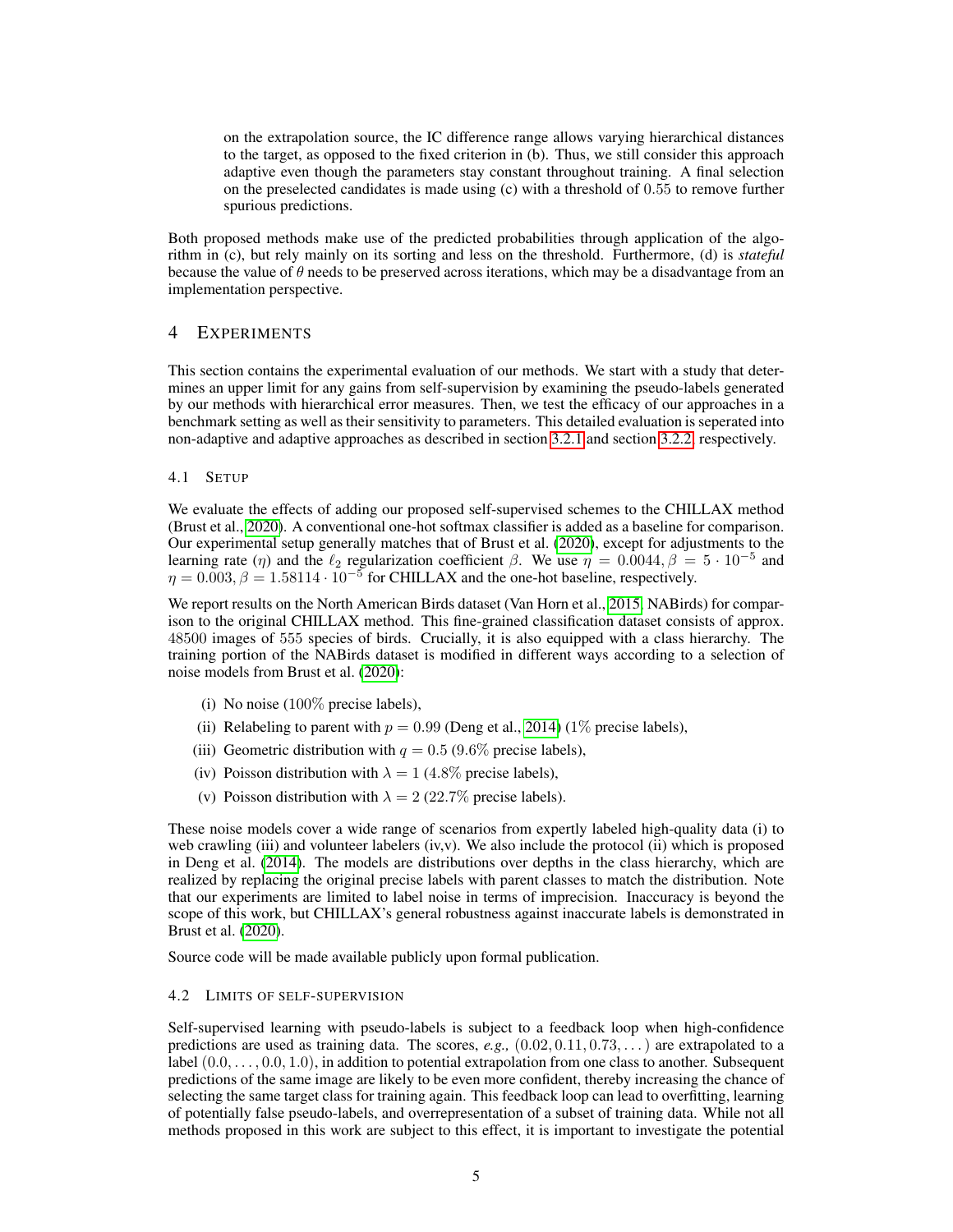on the extrapolation source, the IC difference range allows varying hierarchical distances to the target, as opposed to the fixed criterion in (b). Thus, we still consider this approach adaptive even though the parameters stay constant throughout training. A final selection on the preselected candidates is made using (c) with a threshold of $0.55$ to remove further spurious predictions.

Both proposed methods make use of the predicted probabilities through application of the algorithm in (c), but rely mainly on its sorting and less on the threshold. Furthermore, (d) is *stateful* because the value of $\theta$ needs to be preserved across iterations, which may be a disadvantage from an implementation perspective.

# 4 Experiments

This section contains the experimental evaluation of our methods. We start with a study that determines an upper limit for any gains from self-supervision by examining the pseudo-labels generated by our methods with hierarchical error measures. Then, we test the efficacy of our approaches in a benchmark setting as well as their sensitivity to parameters. This detailed evaluation is seperated into non-adaptive and adaptive approaches as described in section 3.2.1 and section 3.2.2, respectively.

## 4.1 Setup

We evaluate the effects of adding our proposed self-supervised schemes to the CHILLAX method (Brust et al., 2020). A conventional one-hot softmax classifier is added as a baseline for comparison. Our experimental setup generally matches that of Brust et al. (2020), except for adjustments to the learning rate ($\eta$) and the $\ell_2$ regularization coefficient $\beta$. We use $\eta = 0.0044, \beta = 5 \cdot 10^{-5}$ and $\eta = 0.003, \beta = 1.58114 \cdot 10^{-5}$ for CHILLAX and the one-hot baseline, respectively.

We report results on the North American Birds dataset (Van Horn et al., 2015, NABirds) for comparison to the original CHILLAX method. This fine-grained classification dataset consists of approx. $48500$ images of $555$ species of birds. Crucially, it is also equipped with a class hierarchy. The training portion of the NABirds dataset is modified in different ways according to a selection of noise models from Brust et al. (2020):

(i) No noise ($100\%$ precise labels),

(ii) Relabeling to parent with $p = 0.99$ (Deng et al., 2014) ($1\%$ precise labels),

(iii) Geometric distribution with $q = 0.5$ ($9.6\%$ precise labels),

(iv) Poisson distribution with $\lambda = 1$ ($4.8\%$ precise labels),

(v) Poisson distribution with $\lambda = 2$ ($22.7\%$ precise labels).

These noise models cover a wide range of scenarios from expertly labeled high-quality data (i) to web crawling (iii) and volunteer labelers (iv,v). We also include the protocol (ii) which is proposed in Deng et al. (2014). The models are distributions over depths in the class hierarchy, which are realized by replacing the original precise labels with parent classes to match the distribution. Note that our experiments are limited to label noise in terms of imprecision. Inaccuracy is beyond the scope of this work, but CHILLAX's general robustness against inaccurate labels is demonstrated in Brust et al. (2020).

Source code will be made available publicly upon formal publication.

## 4.2 Limits of self-supervision

Self-supervised learning with pseudo-labels is subject to a feedback loop when high-confidence predictions are used as training data. The scores, *e.g.,* $(0.02, 0.11, 0.73, \dots)$ are extrapolated to a label $(0.0, \dots, 0.0, 1.0)$, in addition to potential extrapolation from one class to another. Subsequent predictions of the same image are likely to be even more confident, thereby increasing the chance of selecting the same target class for training again. This feedback loop can lead to overfitting, learning of potentially false pseudo-labels, and overrepresentation of a subset of training data. While not all methods proposed in this work are subject to this effect, it is important to investigate the potential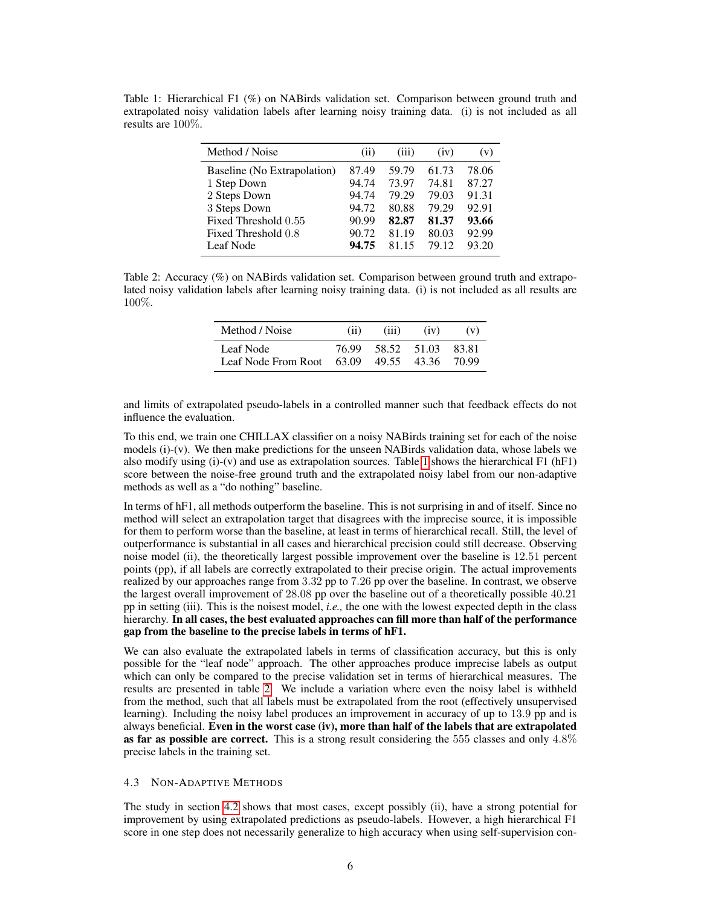Table 1: Hierarchical F1 (%) on NABirds validation set. Comparison between ground truth and extrapolated noisy validation labels after learning noisy training data. (i) is not included as all results are $100\%$.

| Method / Noise | (ii) | (iii) | (iv) | (v) |
|---|---|---|---|---|
| Baseline (No Extrapolation) | 87.49 | 59.79 | 61.73 | 78.06 |
| 1 Step Down | 94.74 | 73.97 | 74.81 | 87.27 |
| 2 Steps Down | 94.74 | 79.29 | 79.03 | 91.31 |
| 3 Steps Down | 94.72 | 80.88 | 79.29 | 92.91 |
| Fixed Threshold $0.55$ | 90.99 | **82.87** | **81.37** | **93.66** |
| Fixed Threshold $0.8$ | 90.72 | 81.19 | 80.03 | 92.99 |
| Leaf Node | **94.75** | 81.15 | 79.12 | 93.20 |

Table 2: Accuracy (%) on NABirds validation set. Comparison between ground truth and extrapolated noisy validation labels after learning noisy training data. (i) is not included as all results are $100\%$.

| Method / Noise | (ii) | (iii) | (iv) | (v) |
|---|---|---|---|---|
| Leaf Node | 76.99 | 58.52 | 51.03 | 83.81 |
| Leaf Node From Root | 63.09 | 49.55 | 43.36 | 70.99 |

and limits of extrapolated pseudo-labels in a controlled manner such that feedback effects do not influence the evaluation.

To this end, we train one CHILLAX classifier on a noisy NABirds training set for each of the noise models (i)-(v). We then make predictions for the unseen NABirds validation data, whose labels we also modify using (i)-(v) and use as extrapolation sources. Table 1 shows the hierarchical F1 (hF1) score between the noise-free ground truth and the extrapolated noisy label from our non-adaptive methods as well as a "do nothing" baseline.

In terms of hF1, all methods outperform the baseline. This is not surprising in and of itself. Since no method will select an extrapolation target that disagrees with the imprecise source, it is impossible for them to perform worse than the baseline, at least in terms of hierarchical recall. Still, the level of outperformance is substantial in all cases and hierarchical precision could still decrease. Observing noise model (ii), the theoretically largest possible improvement over the baseline is $12.51$ percent points (pp), if all labels are correctly extrapolated to their precise origin. The actual improvements realized by our approaches range from $3.32$ pp to $7.26$ pp over the baseline. In contrast, we observe the largest overall improvement of $28.08$ pp over the baseline out of a theoretically possible $40.21$ pp in setting (iii). This is the noisest model, *i.e.,* the one with the lowest expected depth in the class hierarchy. **In all cases, the best evaluated approaches can fill more than half of the performance gap from the baseline to the precise labels in terms of hF1.**

We can also evaluate the extrapolated labels in terms of classification accuracy, but this is only possible for the "leaf node" approach. The other approaches produce imprecise labels as output which can only be compared to the precise validation set in terms of hierarchical measures. The results are presented in table 2. We include a variation where even the noisy label is withheld from the method, such that all labels must be extrapolated from the root (effectively unsupervised learning). Including the noisy label produces an improvement in accuracy of up to $13.9$ pp and is always beneficial. **Even in the worst case (iv), more than half of the labels that are extrapolated as far as possible are correct.** This is a strong result considering the $555$ classes and only $4.8\%$ precise labels in the training set.

### 4.3 Non-Adaptive Methods

The study in section 4.2 shows that most cases, except possibly (ii), have a strong potential for improvement by using extrapolated predictions as pseudo-labels. However, a high hierarchical F1 score in one step does not necessarily generalize to high accuracy when using self-supervision con-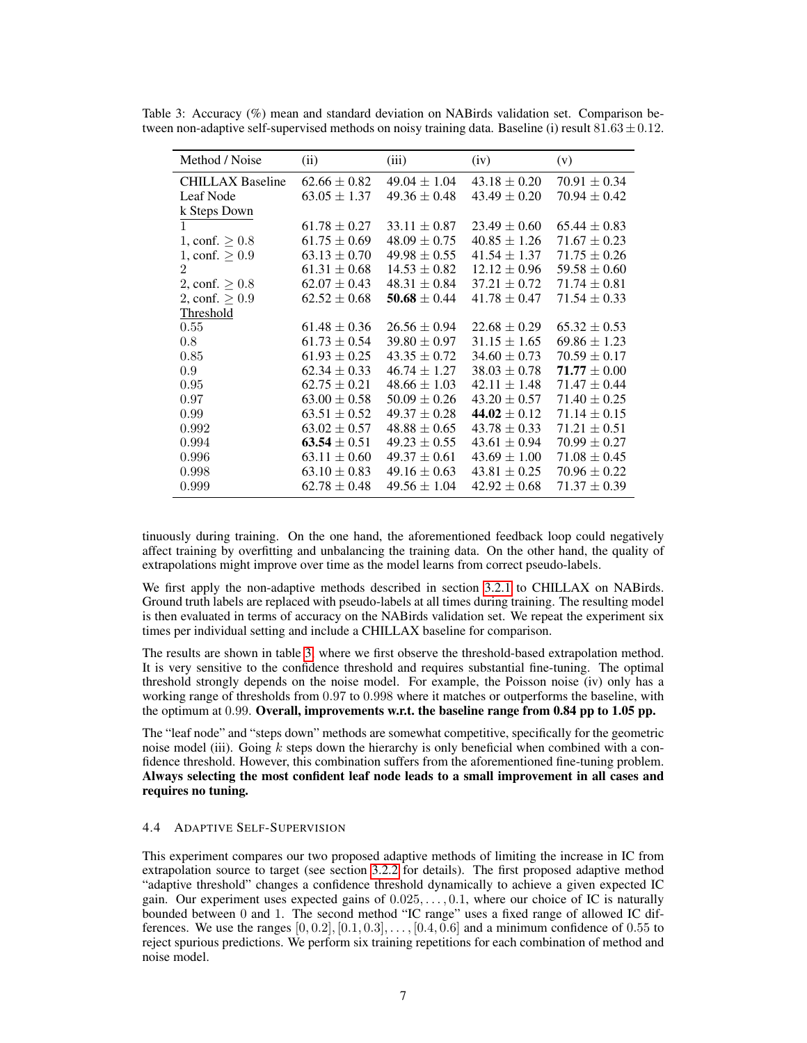Table 3: Accuracy (%) mean and standard deviation on NABirds validation set. Comparison between non-adaptive self-supervised methods on noisy training data. Baseline (i) result $81.63 \pm 0.12$.

| Method / Noise | (ii) | (iii) | (iv) | (v) |
|---|---|---|---|---|
| CHILLAX Baseline | $62.66 \pm 0.82$ | $49.04 \pm 1.04$ | $43.18 \pm 0.20$ | $70.91 \pm 0.34$ |
| Leaf Node | $63.05 \pm 1.37$ | $49.36 \pm 0.48$ | $43.49 \pm 0.20$ | $70.94 \pm 0.42$ |
| k Steps Down | | | | |
| 1 | $61.78 \pm 0.27$ | $33.11 \pm 0.87$ | $23.49 \pm 0.60$ | $65.44 \pm 0.83$ |
| 1, conf. $\geq 0.8$ | $61.75 \pm 0.69$ | $48.09 \pm 0.75$ | $40.85 \pm 1.26$ | $71.67 \pm 0.23$ |
| 1, conf. $\geq 0.9$ | $63.13 \pm 0.70$ | $49.98 \pm 0.55$ | $41.54 \pm 1.37$ | $71.75 \pm 0.26$ |
| 2 | $61.31 \pm 0.68$ | $14.53 \pm 0.82$ | $12.12 \pm 0.96$ | $59.58 \pm 0.60$ |
| 2, conf. $\geq 0.8$ | $62.07 \pm 0.43$ | $48.31 \pm 0.84$ | $37.21 \pm 0.72$ | $71.74 \pm 0.81$ |
| 2, conf. $\geq 0.9$ | $62.52 \pm 0.68$ | $\mathbf{50.68} \pm 0.44$ | $41.78 \pm 0.47$ | $71.54 \pm 0.33$ |
| Threshold | | | | |
| 0.55 | $61.48 \pm 0.36$ | $26.56 \pm 0.94$ | $22.68 \pm 0.29$ | $65.32 \pm 0.53$ |
| 0.8 | $61.73 \pm 0.54$ | $39.80 \pm 0.97$ | $31.15 \pm 1.65$ | $69.86 \pm 1.23$ |
| 0.85 | $61.93 \pm 0.25$ | $43.35 \pm 0.72$ | $34.60 \pm 0.73$ | $70.59 \pm 0.17$ |
| 0.9 | $62.34 \pm 0.33$ | $46.74 \pm 1.27$ | $38.03 \pm 0.78$ | $\mathbf{71.77} \pm 0.00$ |
| 0.95 | $62.75 \pm 0.21$ | $48.66 \pm 1.03$ | $42.11 \pm 1.48$ | $71.47 \pm 0.44$ |
| 0.97 | $63.00 \pm 0.58$ | $50.09 \pm 0.26$ | $43.20 \pm 0.57$ | $71.40 \pm 0.25$ |
| 0.99 | $63.51 \pm 0.52$ | $49.37 \pm 0.28$ | $\mathbf{44.02} \pm 0.12$ | $71.14 \pm 0.15$ |
| 0.992 | $63.02 \pm 0.57$ | $48.88 \pm 0.65$ | $43.78 \pm 0.33$ | $71.21 \pm 0.51$ |
| 0.994 | $\mathbf{63.54} \pm 0.51$ | $49.23 \pm 0.55$ | $43.61 \pm 0.94$ | $70.99 \pm 0.27$ |
| 0.996 | $63.11 \pm 0.60$ | $49.37 \pm 0.61$ | $43.69 \pm 1.00$ | $71.08 \pm 0.45$ |
| 0.998 | $63.10 \pm 0.83$ | $49.16 \pm 0.63$ | $43.81 \pm 0.25$ | $70.96 \pm 0.22$ |
| 0.999 | $62.78 \pm 0.48$ | $49.56 \pm 1.04$ | $42.92 \pm 0.68$ | $71.37 \pm 0.39$ |

tinuously during training. On the one hand, the aforementioned feedback loop could negatively affect training by overfitting and unbalancing the training data. On the other hand, the quality of extrapolations might improve over time as the model learns from correct pseudo-labels.

We first apply the non-adaptive methods described in section 3.2.1 to CHILLAX on NABirds. Ground truth labels are replaced with pseudo-labels at all times during training. The resulting model is then evaluated in terms of accuracy on the NABirds validation set. We repeat the experiment six times per individual setting and include a CHILLAX baseline for comparison.

The results are shown in table 3, where we first observe the threshold-based extrapolation method. It is very sensitive to the confidence threshold and requires substantial fine-tuning. The optimal threshold strongly depends on the noise model. For example, the Poisson noise (iv) only has a working range of thresholds from 0.97 to 0.998 where it matches or outperforms the baseline, with the optimum at 0.99. **Overall, improvements w.r.t. the baseline range from 0.84 pp to 1.05 pp.**

The "leaf node" and "steps down" methods are somewhat competitive, specifically for the geometric noise model (iii). Going $k$ steps down the hierarchy is only beneficial when combined with a confidence threshold. However, this combination suffers from the aforementioned fine-tuning problem. **Always selecting the most confident leaf node leads to a small improvement in all cases and requires no tuning.**

### 4.4 Adaptive Self-Supervision

This experiment compares our two proposed adaptive methods of limiting the increase in IC from extrapolation source to target (see section 3.2.2 for details). The first proposed adaptive method "adaptive threshold" changes a confidence threshold dynamically to achieve a given expected IC gain. Our experiment uses expected gains of $0.025, \ldots, 0.1$, where our choice of IC is naturally bounded between 0 and 1. The second method "IC range" uses a fixed range of allowed IC differences. We use the ranges $[0, 0.2], [0.1, 0.3], \ldots, [0.4, 0.6]$ and a minimum confidence of 0.55 to reject spurious predictions. We perform six training repetitions for each combination of method and noise model.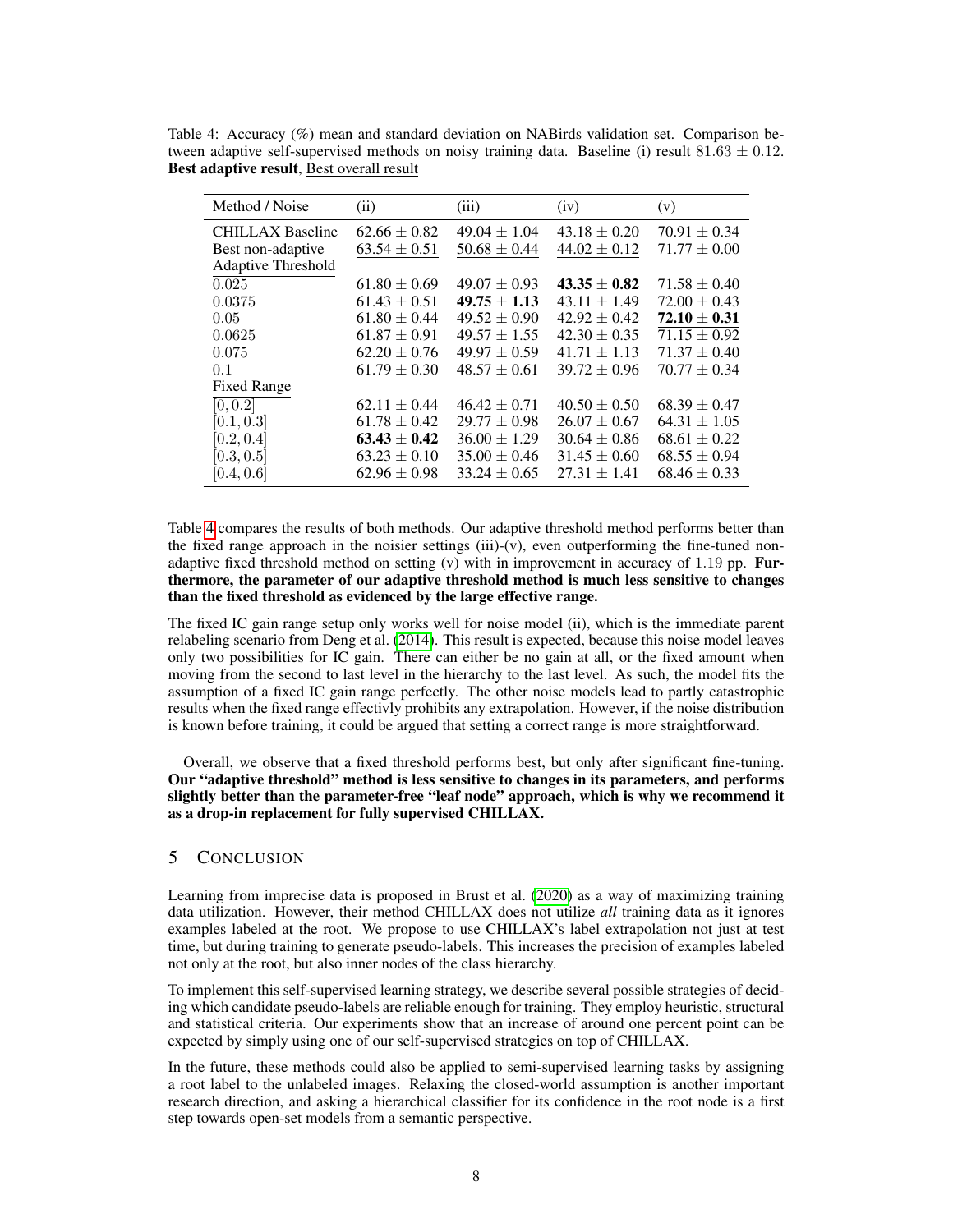Table 4: Accuracy (%) mean and standard deviation on NABirds validation set. Comparison between adaptive self-supervised methods on noisy training data. Baseline (i) result $81.63 \pm 0.12$. **Best adaptive result**, <u>Best overall result</u>

| Method / Noise | (ii) | (iii) | (iv) | (v) |
|---|---|---|---|---|
| CHILLAX Baseline | $62.66 \pm 0.82$ | $49.04 \pm 1.04$ | $43.18 \pm 0.20$ | $70.91 \pm 0.34$ |
| Best non-adaptive | <u>$63.54 \pm 0.51$</u> | <u>$50.68 \pm 0.44$</u> | <u>$44.02 \pm 0.12$</u> | $71.77 \pm 0.00$ |
| <u>Adaptive Threshold</u> | | | | |
| 0.025 | $61.80 \pm 0.69$ | $49.07 \pm 0.93$ | $\mathbf{43.35 \pm 0.82}$ | $71.58 \pm 0.40$ |
| 0.0375 | $61.43 \pm 0.51$ | $\mathbf{49.75 \pm 1.13}$ | $43.11 \pm 1.49$ | $72.00 \pm 0.43$ |
| 0.05 | $61.80 \pm 0.44$ | $49.52 \pm 0.90$ | $42.92 \pm 0.42$ | <u>$\mathbf{72.10 \pm 0.31}$</u> |
| 0.0625 | $61.87 \pm 0.91$ | $49.57 \pm 1.55$ | $42.30 \pm 0.35$ | $71.15 \pm 0.92$ |
| 0.075 | $62.20 \pm 0.76$ | $49.97 \pm 0.59$ | $41.71 \pm 1.13$ | $71.37 \pm 0.40$ |
| 0.1 | $61.79 \pm 0.30$ | $48.57 \pm 0.61$ | $39.72 \pm 0.96$ | $70.77 \pm 0.34$ |
| <u>Fixed Range</u> | | | | |
| $[0, 0.2]$ | $62.11 \pm 0.44$ | $46.42 \pm 0.71$ | $40.50 \pm 0.50$ | $68.39 \pm 0.47$ |
| $[0.1, 0.3]$ | $61.78 \pm 0.42$ | $29.77 \pm 0.98$ | $26.07 \pm 0.67$ | $64.31 \pm 1.05$ |
| $[0.2, 0.4]$ | $\mathbf{63.43 \pm 0.42}$ | $36.00 \pm 1.29$ | $30.64 \pm 0.86$ | $68.61 \pm 0.22$ |
| $[0.3, 0.5]$ | $63.23 \pm 0.10$ | $35.00 \pm 0.46$ | $31.45 \pm 0.60$ | $68.55 \pm 0.94$ |
| $[0.4, 0.6]$ | $62.96 \pm 0.98$ | $33.24 \pm 0.65$ | $27.31 \pm 1.41$ | $68.46 \pm 0.33$ |

Table 4 compares the results of both methods. Our adaptive threshold method performs better than the fixed range approach in the noisier settings (iii)-(v), even outperforming the fine-tuned non-adaptive fixed threshold method on setting (v) with in improvement in accuracy of 1.19 pp. **Furthermore, the parameter of our adaptive threshold method is much less sensitive to changes than the fixed threshold as evidenced by the large effective range.**

The fixed IC gain range setup only works well for noise model (ii), which is the immediate parent relabeling scenario from Deng et al. (2014). This result is expected, because this noise model leaves only two possibilities for IC gain. There can either be no gain at all, or the fixed amount when moving from the second to last level in the hierarchy to the last level. As such, the model fits the assumption of a fixed IC gain range perfectly. The other noise models lead to partly catastrophic results when the fixed range effectivly prohibits any extrapolation. However, if the noise distribution is known before training, it could be argued that setting a correct range is more straightforward.

Overall, we observe that a fixed threshold performs best, but only after significant fine-tuning. **Our "adaptive threshold" method is less sensitive to changes in its parameters, and performs slightly better than the parameter-free "leaf node" approach, which is why we recommend it as a drop-in replacement for fully supervised CHILLAX.**

## 5 Conclusion

Learning from imprecise data is proposed in Brust et al. (2020) as a way of maximizing training data utilization. However, their method CHILLAX does not utilize *all* training data as it ignores examples labeled at the root. We propose to use CHILLAX's label extrapolation not just at test time, but during training to generate pseudo-labels. This increases the precision of examples labeled not only at the root, but also inner nodes of the class hierarchy.

To implement this self-supervised learning strategy, we describe several possible strategies of deciding which candidate pseudo-labels are reliable enough for training. They employ heuristic, structural and statistical criteria. Our experiments show that an increase of around one percent point can be expected by simply using one of our self-supervised strategies on top of CHILLAX.

In the future, these methods could also be applied to semi-supervised learning tasks by assigning a root label to the unlabeled images. Relaxing the closed-world assumption is another important research direction, and asking a hierarchical classifier for its confidence in the root node is a first step towards open-set models from a semantic perspective.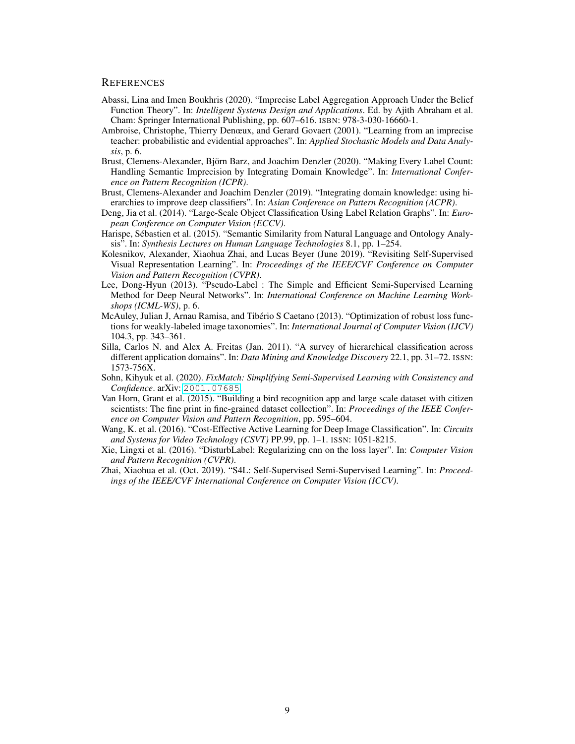## REFERENCES

Abassi, Lina and Imen Boukhris (2020). "Imprecise Label Aggregation Approach Under the Belief Function Theory". In: *Intelligent Systems Design and Applications*. Ed. by Ajith Abraham et al. Cham: Springer International Publishing, pp. 607–616. ISBN: 978-3-030-16660-1.

Ambroise, Christophe, Thierry Denœux, and Gerard Govaert (2001). "Learning from an imprecise teacher: probabilistic and evidential approaches". In: *Applied Stochastic Models and Data Analysis*, p. 6.

Brust, Clemens-Alexander, Björn Barz, and Joachim Denzler (2020). "Making Every Label Count: Handling Semantic Imprecision by Integrating Domain Knowledge". In: *International Conference on Pattern Recognition (ICPR)*.

Brust, Clemens-Alexander and Joachim Denzler (2019). "Integrating domain knowledge: using hierarchies to improve deep classifiers". In: *Asian Conference on Pattern Recognition (ACPR)*.

Deng, Jia et al. (2014). "Large-Scale Object Classification Using Label Relation Graphs". In: *European Conference on Computer Vision (ECCV)*.

Harispe, Sébastien et al. (2015). "Semantic Similarity from Natural Language and Ontology Analysis". In: *Synthesis Lectures on Human Language Technologies* 8.1, pp. 1–254.

Kolesnikov, Alexander, Xiaohua Zhai, and Lucas Beyer (June 2019). "Revisiting Self-Supervised Visual Representation Learning". In: *Proceedings of the IEEE/CVF Conference on Computer Vision and Pattern Recognition (CVPR)*.

Lee, Dong-Hyun (2013). "Pseudo-Label : The Simple and Efficient Semi-Supervised Learning Method for Deep Neural Networks". In: *International Conference on Machine Learning Workshops (ICML-WS)*, p. 6.

McAuley, Julian J, Arnau Ramisa, and Tibério S Caetano (2013). "Optimization of robust loss functions for weakly-labeled image taxonomies". In: *International Journal of Computer Vision (IJCV)* 104.3, pp. 343–361.

Silla, Carlos N. and Alex A. Freitas (Jan. 2011). "A survey of hierarchical classification across different application domains". In: *Data Mining and Knowledge Discovery* 22.1, pp. 31–72. ISSN: 1573-756X.

Sohn, Kihyuk et al. (2020). *FixMatch: Simplifying Semi-Supervised Learning with Consistency and Confidence*. arXiv: 2001.07685.

Van Horn, Grant et al. (2015). "Building a bird recognition app and large scale dataset with citizen scientists: The fine print in fine-grained dataset collection". In: *Proceedings of the IEEE Conference on Computer Vision and Pattern Recognition*, pp. 595–604.

Wang, K. et al. (2016). "Cost-Effective Active Learning for Deep Image Classification". In: *Circuits and Systems for Video Technology (CSVT)* PP.99, pp. 1–1. ISSN: 1051-8215.

Xie, Lingxi et al. (2016). "DisturbLabel: Regularizing cnn on the loss layer". In: *Computer Vision and Pattern Recognition (CVPR)*.

Zhai, Xiaohua et al. (Oct. 2019). "S4L: Self-Supervised Semi-Supervised Learning". In: *Proceedings of the IEEE/CVF International Conference on Computer Vision (ICCV)*.